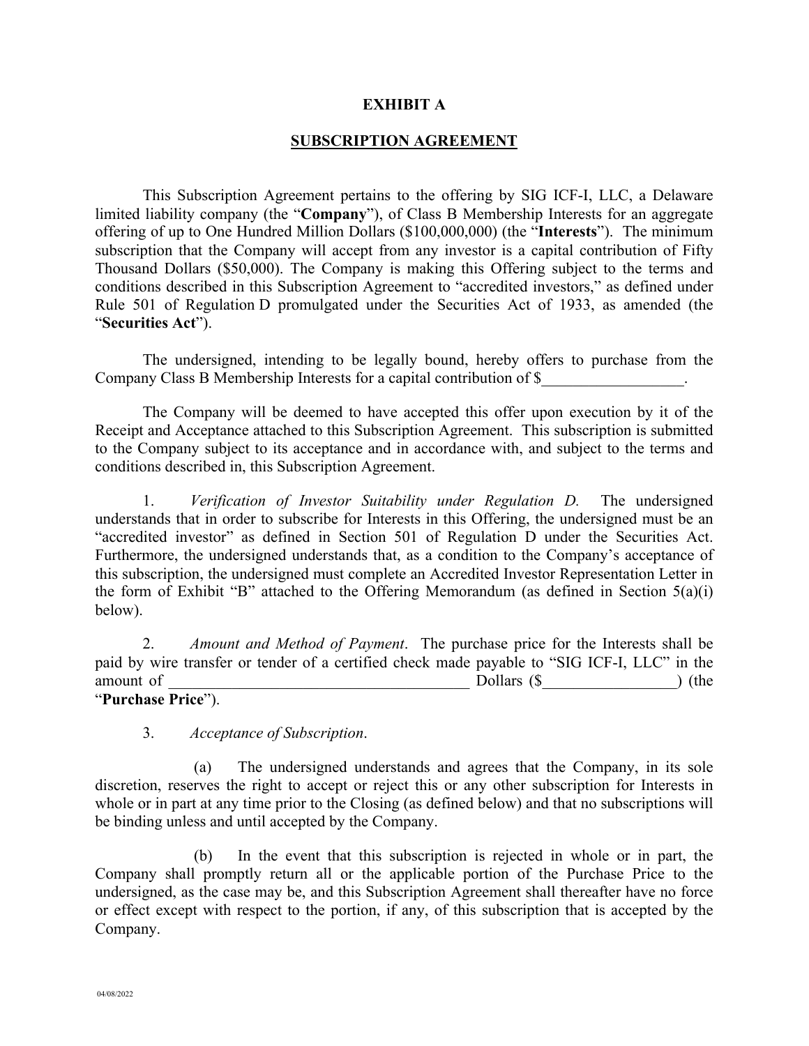**EXHIBIT A**

**SUBSCRIPTION AGREEMENT**

This Subscription Agreement pertains to the offering by SIG ICF-I, LLC, a Delaware limited liability company (the "**Company**"), of Class B Membership Interests for an aggregate offering of up to One Hundred Million Dollars ($100,000,000) (the "**Interests**"). The minimum subscription that the Company will accept from any investor is a capital contribution of Fifty Thousand Dollars ($50,000). The Company is making this Offering subject to the terms and conditions described in this Subscription Agreement to "accredited investors," as defined under Rule 501 of Regulation D promulgated under the Securities Act of 1933, as amended (the "**Securities Act**").

The undersigned, intending to be legally bound, hereby offers to purchase from the Company Class B Membership Interests for a capital contribution of $\_\_\_\_\_\_\_\_\_\_\_\_\_\_\_\_\_\_.

The Company will be deemed to have accepted this offer upon execution by it of the Receipt and Acceptance attached to this Subscription Agreement. This subscription is submitted to the Company subject to its acceptance and in accordance with, and subject to the terms and conditions described in, this Subscription Agreement.

1. *Verification of Investor Suitability under Regulation D.* The undersigned understands that in order to subscribe for Interests in this Offering, the undersigned must be an "accredited investor" as defined in Section 501 of Regulation D under the Securities Act. Furthermore, the undersigned understands that, as a condition to the Company's acceptance of this subscription, the undersigned must complete an Accredited Investor Representation Letter in the form of Exhibit "B" attached to the Offering Memorandum (as defined in Section 5(a)(i) below).

2. *Amount and Method of Payment*. The purchase price for the Interests shall be paid by wire transfer or tender of a certified check made payable to "SIG ICF-I, LLC" in the amount of \_\_\_\_\_\_\_\_\_\_\_\_\_\_\_\_\_\_\_\_\_\_\_\_\_\_\_\_\_\_\_\_\_\_\_\_\_\_\_\_ Dollars ($\_\_\_\_\_\_\_\_\_\_\_\_\_\_\_\_\_\_) (the "**Purchase Price**").

3. *Acceptance of Subscription*.

(a) The undersigned understands and agrees that the Company, in its sole discretion, reserves the right to accept or reject this or any other subscription for Interests in whole or in part at any time prior to the Closing (as defined below) and that no subscriptions will be binding unless and until accepted by the Company.

(b) In the event that this subscription is rejected in whole or in part, the Company shall promptly return all or the applicable portion of the Purchase Price to the undersigned, as the case may be, and this Subscription Agreement shall thereafter have no force or effect except with respect to the portion, if any, of this subscription that is accepted by the Company.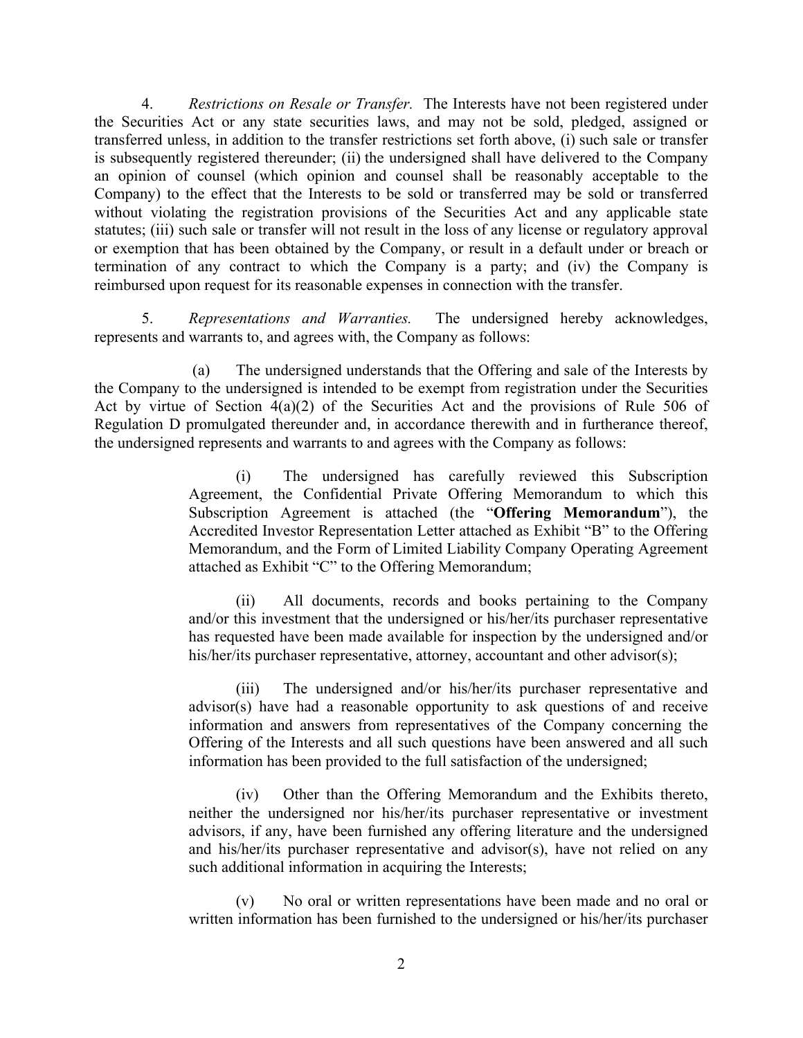4. *Restrictions on Resale or Transfer.* The Interests have not been registered under the Securities Act or any state securities laws, and may not be sold, pledged, assigned or transferred unless, in addition to the transfer restrictions set forth above, (i) such sale or transfer is subsequently registered thereunder; (ii) the undersigned shall have delivered to the Company an opinion of counsel (which opinion and counsel shall be reasonably acceptable to the Company) to the effect that the Interests to be sold or transferred may be sold or transferred without violating the registration provisions of the Securities Act and any applicable state statutes; (iii) such sale or transfer will not result in the loss of any license or regulatory approval or exemption that has been obtained by the Company, or result in a default under or breach or termination of any contract to which the Company is a party; and (iv) the Company is reimbursed upon request for its reasonable expenses in connection with the transfer.

5. *Representations and Warranties.* The undersigned hereby acknowledges, represents and warrants to, and agrees with, the Company as follows:

(a) The undersigned understands that the Offering and sale of the Interests by the Company to the undersigned is intended to be exempt from registration under the Securities Act by virtue of Section 4(a)(2) of the Securities Act and the provisions of Rule 506 of Regulation D promulgated thereunder and, in accordance therewith and in furtherance thereof, the undersigned represents and warrants to and agrees with the Company as follows:

(i) The undersigned has carefully reviewed this Subscription Agreement, the Confidential Private Offering Memorandum to which this Subscription Agreement is attached (the "**Offering Memorandum**"), the Accredited Investor Representation Letter attached as Exhibit "B" to the Offering Memorandum, and the Form of Limited Liability Company Operating Agreement attached as Exhibit "C" to the Offering Memorandum;

(ii) All documents, records and books pertaining to the Company and/or this investment that the undersigned or his/her/its purchaser representative has requested have been made available for inspection by the undersigned and/or his/her/its purchaser representative, attorney, accountant and other advisor(s);

(iii) The undersigned and/or his/her/its purchaser representative and advisor(s) have had a reasonable opportunity to ask questions of and receive information and answers from representatives of the Company concerning the Offering of the Interests and all such questions have been answered and all such information has been provided to the full satisfaction of the undersigned;

(iv) Other than the Offering Memorandum and the Exhibits thereto, neither the undersigned nor his/her/its purchaser representative or investment advisors, if any, have been furnished any offering literature and the undersigned and his/her/its purchaser representative and advisor(s), have not relied on any such additional information in acquiring the Interests;

(v) No oral or written representations have been made and no oral or written information has been furnished to the undersigned or his/her/its purchaser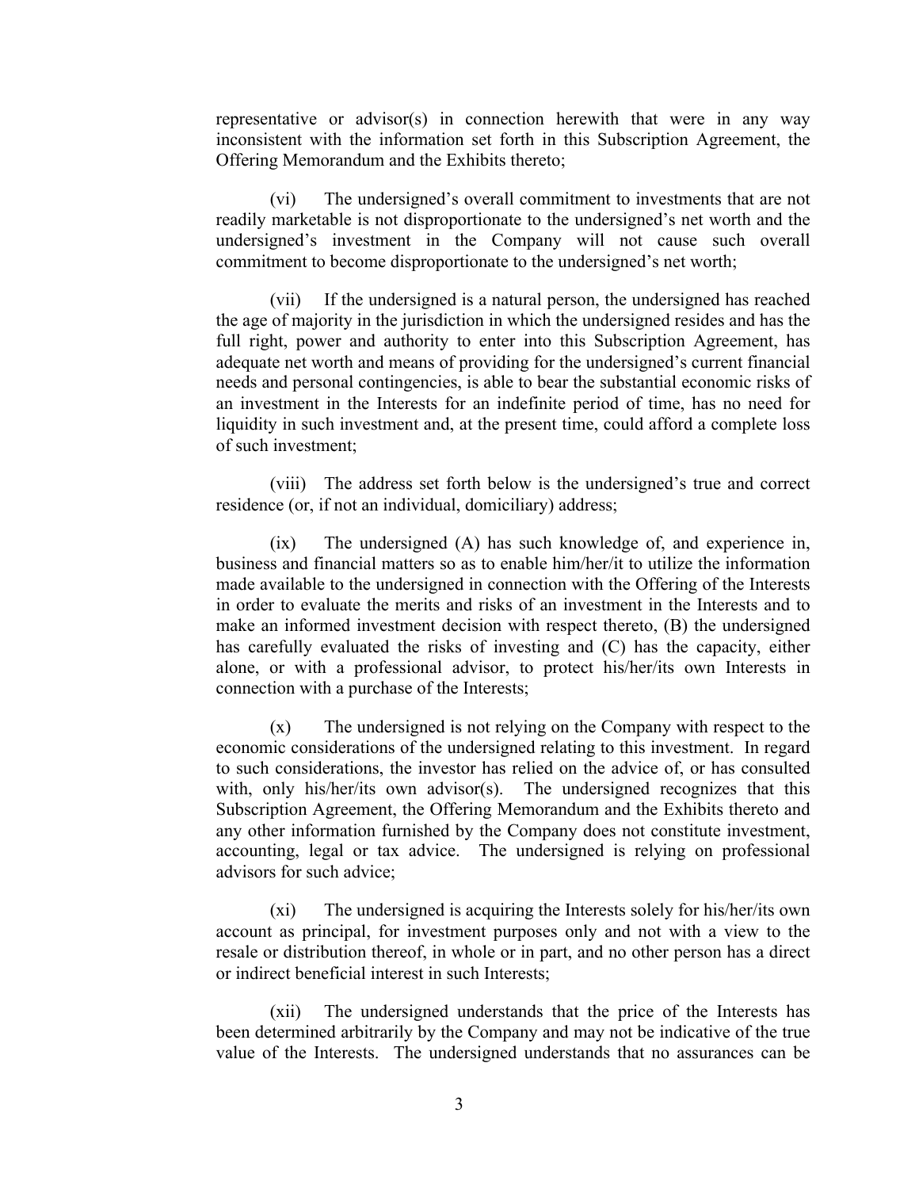representative or advisor(s) in connection herewith that were in any way inconsistent with the information set forth in this Subscription Agreement, the Offering Memorandum and the Exhibits thereto;

(vi) The undersigned's overall commitment to investments that are not readily marketable is not disproportionate to the undersigned's net worth and the undersigned's investment in the Company will not cause such overall commitment to become disproportionate to the undersigned's net worth;

(vii) If the undersigned is a natural person, the undersigned has reached the age of majority in the jurisdiction in which the undersigned resides and has the full right, power and authority to enter into this Subscription Agreement, has adequate net worth and means of providing for the undersigned's current financial needs and personal contingencies, is able to bear the substantial economic risks of an investment in the Interests for an indefinite period of time, has no need for liquidity in such investment and, at the present time, could afford a complete loss of such investment;

(viii) The address set forth below is the undersigned's true and correct residence (or, if not an individual, domiciliary) address;

(ix) The undersigned (A) has such knowledge of, and experience in, business and financial matters so as to enable him/her/it to utilize the information made available to the undersigned in connection with the Offering of the Interests in order to evaluate the merits and risks of an investment in the Interests and to make an informed investment decision with respect thereto, (B) the undersigned has carefully evaluated the risks of investing and (C) has the capacity, either alone, or with a professional advisor, to protect his/her/its own Interests in connection with a purchase of the Interests;

(x) The undersigned is not relying on the Company with respect to the economic considerations of the undersigned relating to this investment. In regard to such considerations, the investor has relied on the advice of, or has consulted with, only his/her/its own advisor(s). The undersigned recognizes that this Subscription Agreement, the Offering Memorandum and the Exhibits thereto and any other information furnished by the Company does not constitute investment, accounting, legal or tax advice. The undersigned is relying on professional advisors for such advice;

(xi) The undersigned is acquiring the Interests solely for his/her/its own account as principal, for investment purposes only and not with a view to the resale or distribution thereof, in whole or in part, and no other person has a direct or indirect beneficial interest in such Interests;

(xii) The undersigned understands that the price of the Interests has been determined arbitrarily by the Company and may not be indicative of the true value of the Interests. The undersigned understands that no assurances can be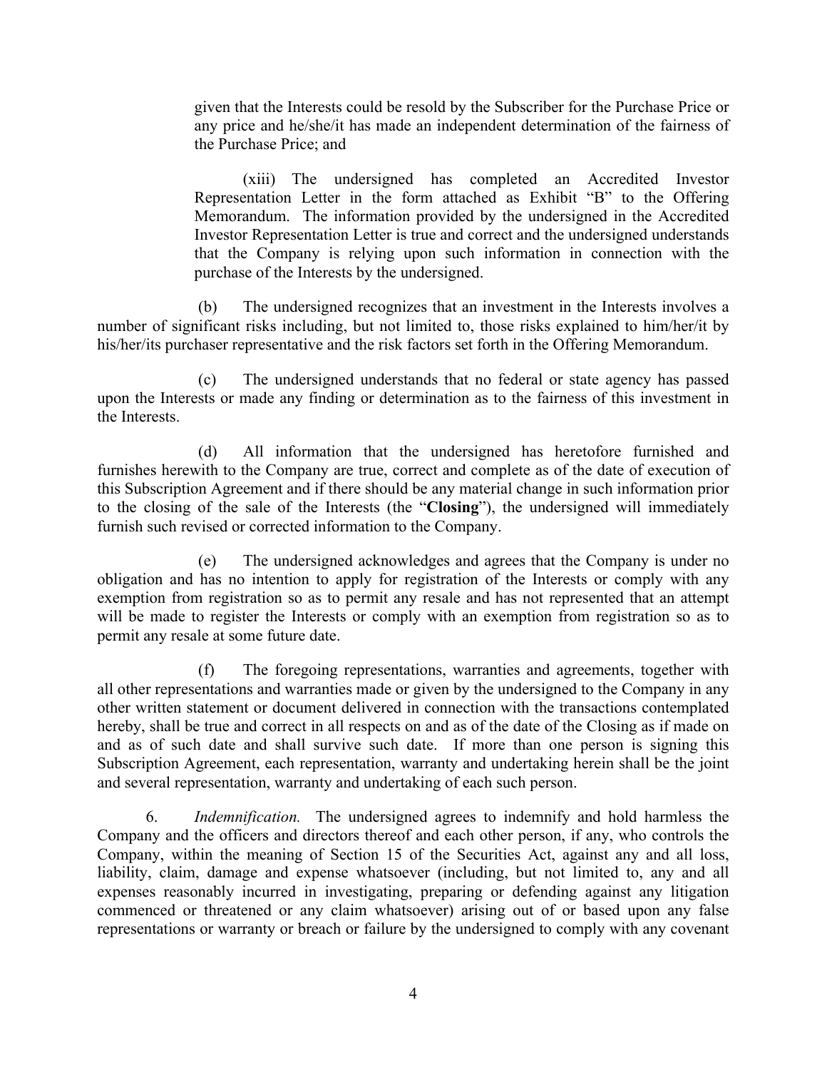given that the Interests could be resold by the Subscriber for the Purchase Price or any price and he/she/it has made an independent determination of the fairness of the Purchase Price; and

(xiii) The undersigned has completed an Accredited Investor Representation Letter in the form attached as Exhibit "B" to the Offering Memorandum. The information provided by the undersigned in the Accredited Investor Representation Letter is true and correct and the undersigned understands that the Company is relying upon such information in connection with the purchase of the Interests by the undersigned.

(b) The undersigned recognizes that an investment in the Interests involves a number of significant risks including, but not limited to, those risks explained to him/her/it by his/her/its purchaser representative and the risk factors set forth in the Offering Memorandum.

(c) The undersigned understands that no federal or state agency has passed upon the Interests or made any finding or determination as to the fairness of this investment in the Interests.

(d) All information that the undersigned has heretofore furnished and furnishes herewith to the Company are true, correct and complete as of the date of execution of this Subscription Agreement and if there should be any material change in such information prior to the closing of the sale of the Interests (the "**Closing**"), the undersigned will immediately furnish such revised or corrected information to the Company.

(e) The undersigned acknowledges and agrees that the Company is under no obligation and has no intention to apply for registration of the Interests or comply with any exemption from registration so as to permit any resale and has not represented that an attempt will be made to register the Interests or comply with an exemption from registration so as to permit any resale at some future date.

(f) The foregoing representations, warranties and agreements, together with all other representations and warranties made or given by the undersigned to the Company in any other written statement or document delivered in connection with the transactions contemplated hereby, shall be true and correct in all respects on and as of the date of the Closing as if made on and as of such date and shall survive such date. If more than one person is signing this Subscription Agreement, each representation, warranty and undertaking herein shall be the joint and several representation, warranty and undertaking of each such person.

6. *Indemnification.* The undersigned agrees to indemnify and hold harmless the Company and the officers and directors thereof and each other person, if any, who controls the Company, within the meaning of Section 15 of the Securities Act, against any and all loss, liability, claim, damage and expense whatsoever (including, but not limited to, any and all expenses reasonably incurred in investigating, preparing or defending against any litigation commenced or threatened or any claim whatsoever) arising out of or based upon any false representations or warranty or breach or failure by the undersigned to comply with any covenant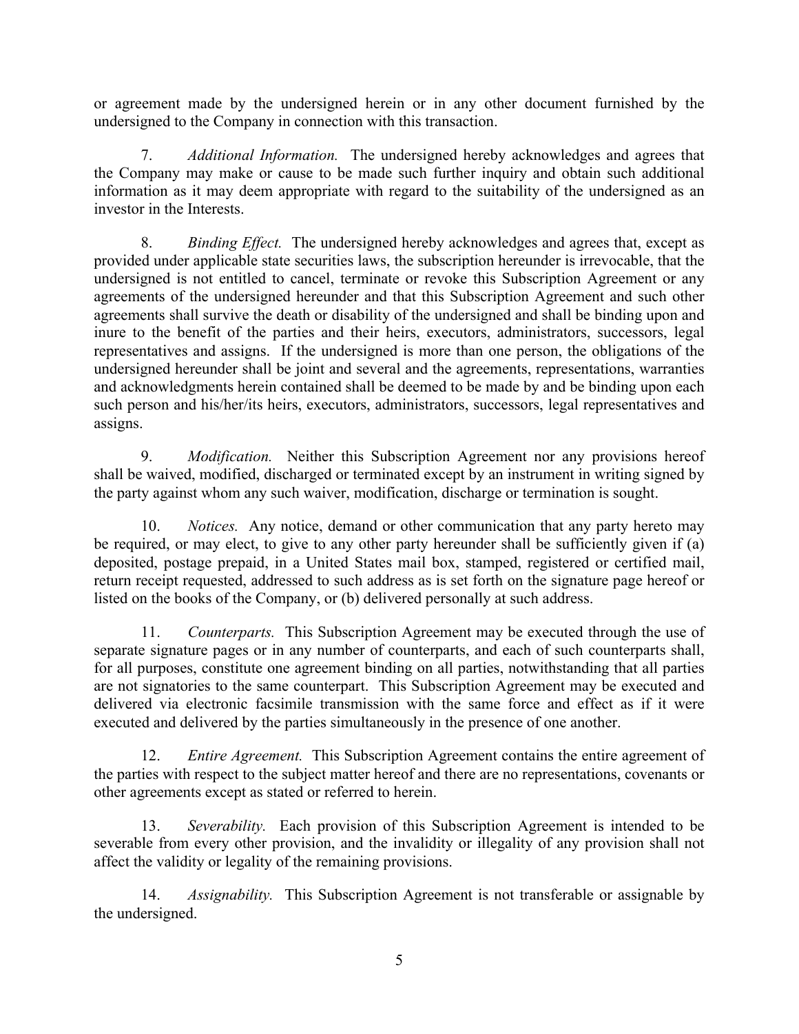or agreement made by the undersigned herein or in any other document furnished by the undersigned to the Company in connection with this transaction.

7. *Additional Information.* The undersigned hereby acknowledges and agrees that the Company may make or cause to be made such further inquiry and obtain such additional information as it may deem appropriate with regard to the suitability of the undersigned as an investor in the Interests.

8. *Binding Effect.* The undersigned hereby acknowledges and agrees that, except as provided under applicable state securities laws, the subscription hereunder is irrevocable, that the undersigned is not entitled to cancel, terminate or revoke this Subscription Agreement or any agreements of the undersigned hereunder and that this Subscription Agreement and such other agreements shall survive the death or disability of the undersigned and shall be binding upon and inure to the benefit of the parties and their heirs, executors, administrators, successors, legal representatives and assigns. If the undersigned is more than one person, the obligations of the undersigned hereunder shall be joint and several and the agreements, representations, warranties and acknowledgments herein contained shall be deemed to be made by and be binding upon each such person and his/her/its heirs, executors, administrators, successors, legal representatives and assigns.

9. *Modification.* Neither this Subscription Agreement nor any provisions hereof shall be waived, modified, discharged or terminated except by an instrument in writing signed by the party against whom any such waiver, modification, discharge or termination is sought.

10. *Notices.* Any notice, demand or other communication that any party hereto may be required, or may elect, to give to any other party hereunder shall be sufficiently given if (a) deposited, postage prepaid, in a United States mail box, stamped, registered or certified mail, return receipt requested, addressed to such address as is set forth on the signature page hereof or listed on the books of the Company, or (b) delivered personally at such address.

11. *Counterparts.* This Subscription Agreement may be executed through the use of separate signature pages or in any number of counterparts, and each of such counterparts shall, for all purposes, constitute one agreement binding on all parties, notwithstanding that all parties are not signatories to the same counterpart. This Subscription Agreement may be executed and delivered via electronic facsimile transmission with the same force and effect as if it were executed and delivered by the parties simultaneously in the presence of one another.

12. *Entire Agreement.* This Subscription Agreement contains the entire agreement of the parties with respect to the subject matter hereof and there are no representations, covenants or other agreements except as stated or referred to herein.

13. *Severability.* Each provision of this Subscription Agreement is intended to be severable from every other provision, and the invalidity or illegality of any provision shall not affect the validity or legality of the remaining provisions.

14. *Assignability.* This Subscription Agreement is not transferable or assignable by the undersigned.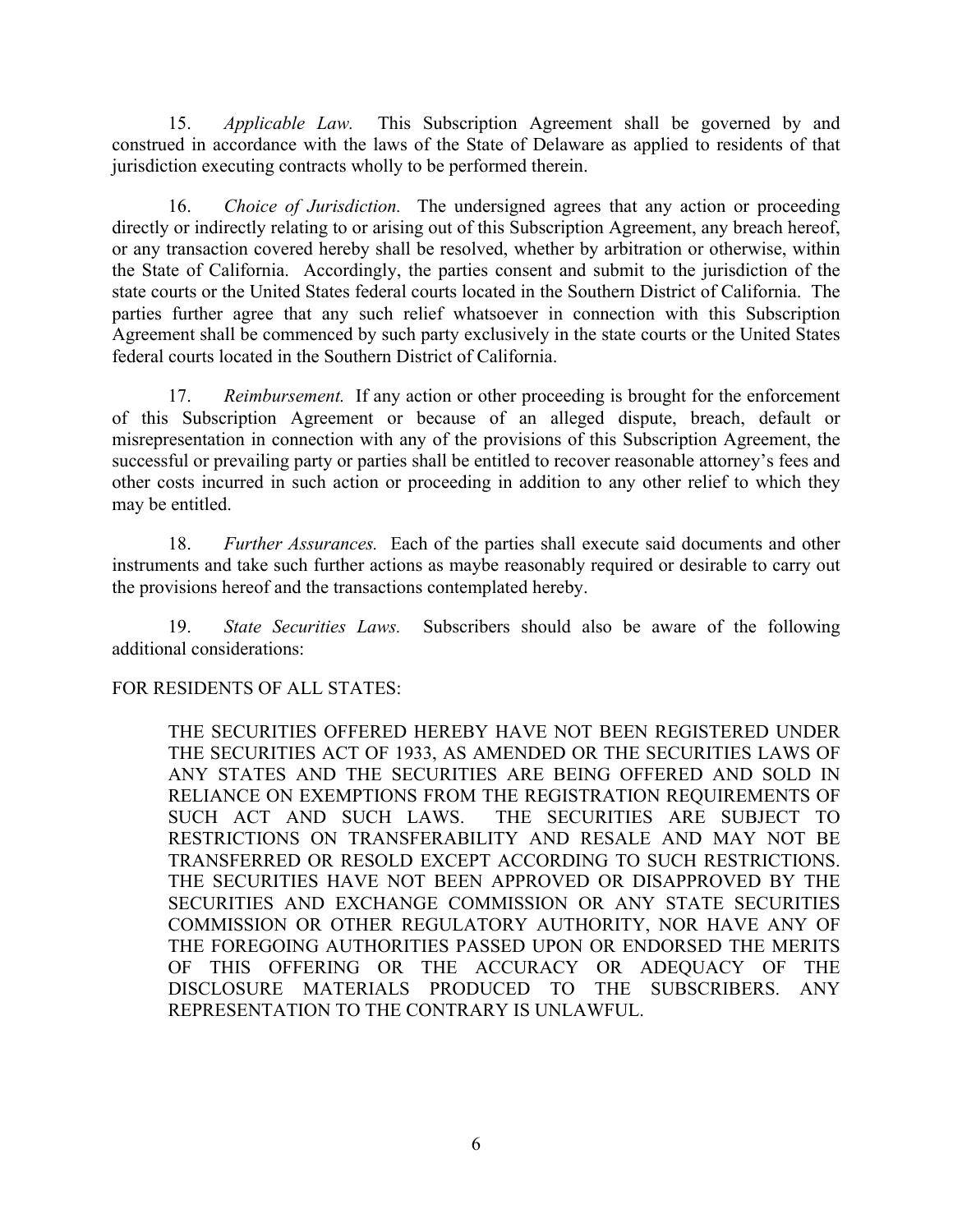15. *Applicable Law.* This Subscription Agreement shall be governed by and construed in accordance with the laws of the State of Delaware as applied to residents of that jurisdiction executing contracts wholly to be performed therein.

16. *Choice of Jurisdiction.* The undersigned agrees that any action or proceeding directly or indirectly relating to or arising out of this Subscription Agreement, any breach hereof, or any transaction covered hereby shall be resolved, whether by arbitration or otherwise, within the State of California. Accordingly, the parties consent and submit to the jurisdiction of the state courts or the United States federal courts located in the Southern District of California. The parties further agree that any such relief whatsoever in connection with this Subscription Agreement shall be commenced by such party exclusively in the state courts or the United States federal courts located in the Southern District of California.

17. *Reimbursement.* If any action or other proceeding is brought for the enforcement of this Subscription Agreement or because of an alleged dispute, breach, default or misrepresentation in connection with any of the provisions of this Subscription Agreement, the successful or prevailing party or parties shall be entitled to recover reasonable attorney's fees and other costs incurred in such action or proceeding in addition to any other relief to which they may be entitled.

18. *Further Assurances.* Each of the parties shall execute said documents and other instruments and take such further actions as maybe reasonably required or desirable to carry out the provisions hereof and the transactions contemplated hereby.

19. *State Securities Laws.* Subscribers should also be aware of the following additional considerations:

FOR RESIDENTS OF ALL STATES:

> THE SECURITIES OFFERED HEREBY HAVE NOT BEEN REGISTERED UNDER THE SECURITIES ACT OF 1933, AS AMENDED OR THE SECURITIES LAWS OF ANY STATES AND THE SECURITIES ARE BEING OFFERED AND SOLD IN RELIANCE ON EXEMPTIONS FROM THE REGISTRATION REQUIREMENTS OF SUCH ACT AND SUCH LAWS. THE SECURITIES ARE SUBJECT TO RESTRICTIONS ON TRANSFERABILITY AND RESALE AND MAY NOT BE TRANSFERRED OR RESOLD EXCEPT ACCORDING TO SUCH RESTRICTIONS. THE SECURITIES HAVE NOT BEEN APPROVED OR DISAPPROVED BY THE SECURITIES AND EXCHANGE COMMISSION OR ANY STATE SECURITIES COMMISSION OR OTHER REGULATORY AUTHORITY, NOR HAVE ANY OF THE FOREGOING AUTHORITIES PASSED UPON OR ENDORSED THE MERITS OF THIS OFFERING OR THE ACCURACY OR ADEQUACY OF THE DISCLOSURE MATERIALS PRODUCED TO THE SUBSCRIBERS. ANY REPRESENTATION TO THE CONTRARY IS UNLAWFUL.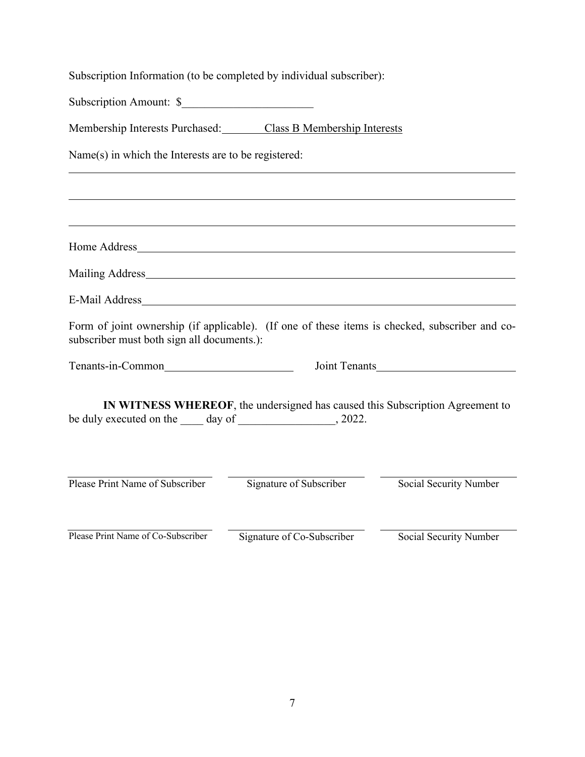Subscription Information (to be completed by individual subscriber):

Subscription Amount: $\_\_\_\_\_\_\_\_\_\_\_\_\_\_\_\_\_\_\_\_\_\_\_\_

Membership Interests Purchased: Class B Membership Interests

Name(s) in which the Interests are to be registered:

\_\_\_\_\_\_\_\_\_\_\_\_\_\_\_\_\_\_\_\_\_\_\_\_\_\_\_\_\_\_\_\_\_\_\_\_\_\_\_\_\_\_\_\_\_\_\_\_\_\_\_\_\_\_\_\_\_\_\_\_\_\_\_\_\_\_\_\_\_\_

\_\_\_\_\_\_\_\_\_\_\_\_\_\_\_\_\_\_\_\_\_\_\_\_\_\_\_\_\_\_\_\_\_\_\_\_\_\_\_\_\_\_\_\_\_\_\_\_\_\_\_\_\_\_\_\_\_\_\_\_\_\_\_\_\_\_\_\_\_\_

\_\_\_\_\_\_\_\_\_\_\_\_\_\_\_\_\_\_\_\_\_\_\_\_\_\_\_\_\_\_\_\_\_\_\_\_\_\_\_\_\_\_\_\_\_\_\_\_\_\_\_\_\_\_\_\_\_\_\_\_\_\_\_\_\_\_\_\_\_\_

Home Address\_\_\_\_\_\_\_\_\_\_\_\_\_\_\_\_\_\_\_\_\_\_\_\_\_\_\_\_\_\_\_\_\_\_\_\_\_\_\_\_\_\_\_\_\_\_\_\_\_\_\_\_\_\_\_\_\_\_\_\_

Mailing Address\_\_\_\_\_\_\_\_\_\_\_\_\_\_\_\_\_\_\_\_\_\_\_\_\_\_\_\_\_\_\_\_\_\_\_\_\_\_\_\_\_\_\_\_\_\_\_\_\_\_\_\_\_\_\_\_\_\_

E-Mail Address\_\_\_\_\_\_\_\_\_\_\_\_\_\_\_\_\_\_\_\_\_\_\_\_\_\_\_\_\_\_\_\_\_\_\_\_\_\_\_\_\_\_\_\_\_\_\_\_\_\_\_\_\_\_\_\_\_\_\_

Form of joint ownership (if applicable). (If one of these items is checked, subscriber and co-subscriber must both sign all documents.):

Tenants-in-Common\_\_\_\_\_\_\_\_\_\_\_\_\_\_\_\_\_\_\_\_\_\_\_\_ Joint Tenants\_\_\_\_\_\_\_\_\_\_\_\_\_\_\_\_\_\_\_\_\_\_\_\_\_\_

**IN WITNESS WHEREOF**, the undersigned has caused this Subscription Agreement to be duly executed on the \_\_\_\_ day of \_\_\_\_\_\_\_\_\_\_\_\_\_\_\_\_\_, 2022.

| \_\_\_\_\_\_\_\_\_\_\_\_\_\_\_\_\_\_\_\_\_\_\_\_ | \_\_\_\_\_\_\_\_\_\_\_\_\_\_\_\_\_\_\_\_\_\_\_\_ | \_\_\_\_\_\_\_\_\_\_\_\_\_\_\_\_\_\_\_\_\_\_\_\_ |
|---|---|---|
| Please Print Name of Subscriber | Signature of Subscriber | Social Security Number |
| \_\_\_\_\_\_\_\_\_\_\_\_\_\_\_\_\_\_\_\_\_\_\_\_ | \_\_\_\_\_\_\_\_\_\_\_\_\_\_\_\_\_\_\_\_\_\_\_\_ | \_\_\_\_\_\_\_\_\_\_\_\_\_\_\_\_\_\_\_\_\_\_\_\_ |
| Please Print Name of Co-Subscriber | Signature of Co-Subscriber | Social Security Number |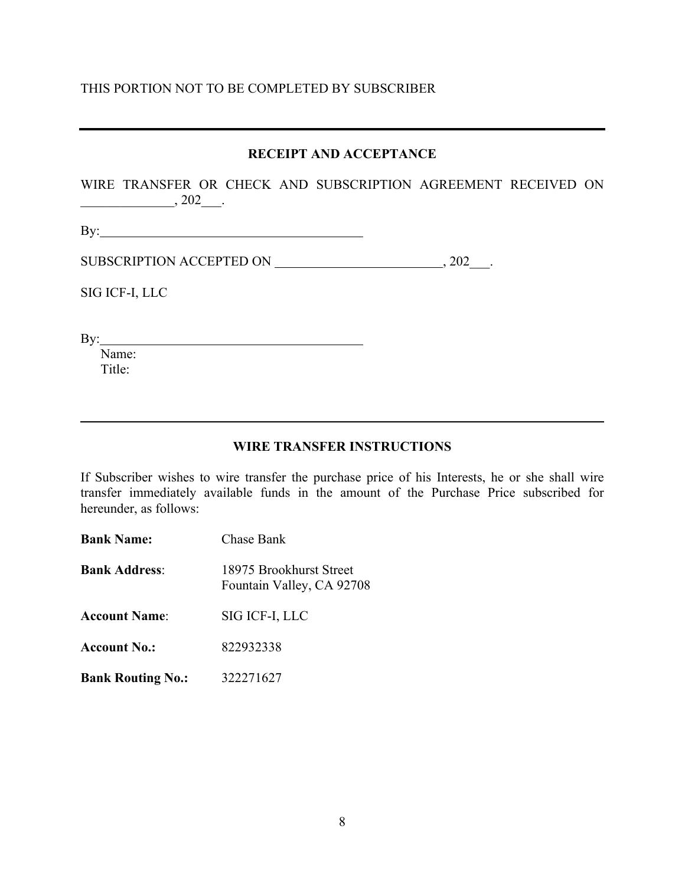THIS PORTION NOT TO BE COMPLETED BY SUBSCRIBER

---

## RECEIPT AND ACCEPTANCE

WIRE TRANSFER OR CHECK AND SUBSCRIPTION AGREEMENT RECEIVED ON _______________, 202___.

By:_________________________________________

SUBSCRIPTION ACCEPTED ON ___________________________, 202___.

SIG ICF-I, LLC

By:_________________________________________
Name:
Title:

---

## WIRE TRANSFER INSTRUCTIONS

If Subscriber wishes to wire transfer the purchase price of his Interests, he or she shall wire transfer immediately available funds in the amount of the Purchase Price subscribed for hereunder, as follows:

| | |
|---|---|
| **Bank Name:** | Chase Bank |
| **Bank Address**: | 18975 Brookhurst Street<br>Fountain Valley, CA 92708 |
| **Account Name**: | SIG ICF-I, LLC |
| **Account No.:** | 822932338 |
| **Bank Routing No.:** | 322271627 |